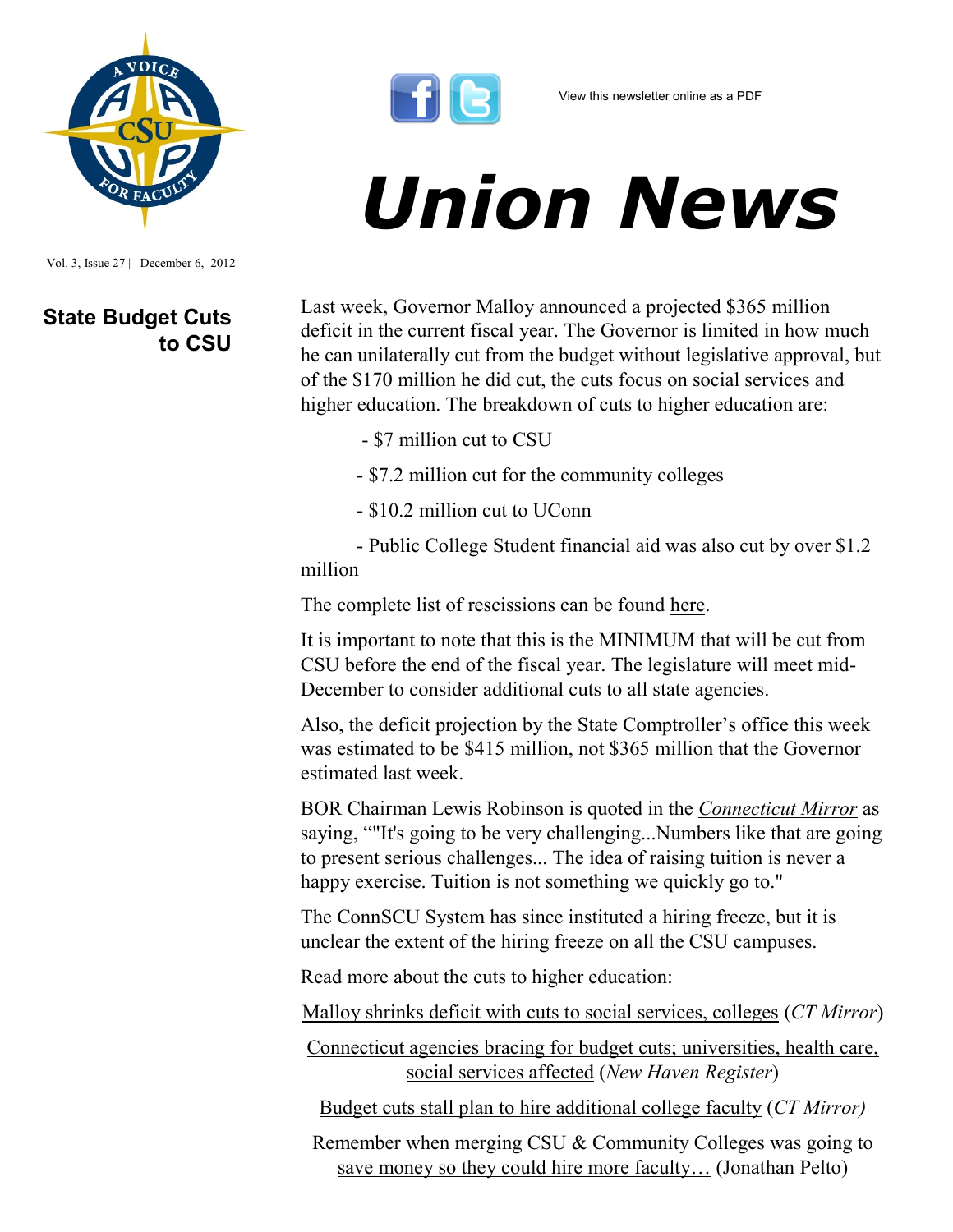View this newsletter online as a PDF

# Union News

Vol. 3, Issue 27 | December 6, 2012

## State Budget Cuts to CSU

Last week, Governor Malloy announced a projected $365 million deficit in the current fiscal year. The Governor is limited in how much he can unilaterally cut from the budget without legislative approval, but of the $170 million he did cut, the cuts focus on social services and higher education. The breakdown of cuts to higher education are:

- $7 million cut to CSU
- $7.2 million cut for the community colleges
- $10.2 million cut to UConn
- Public College Student financial aid was also cut by over $1.2 million

The complete list of rescissions can be found here.

It is important to note that this is the MINIMUM that will be cut from CSU before the end of the fiscal year. The legislature will meet mid-December to consider additional cuts to all state agencies.

Also, the deficit projection by the State Comptroller's office this week was estimated to be $415 million, not $365 million that the Governor estimated last week.

BOR Chairman Lewis Robinson is quoted in the *Connecticut Mirror* as saying, ""It's going to be very challenging...Numbers like that are going to present serious challenges... The idea of raising tuition is never a happy exercise. Tuition is not something we quickly go to."

The ConnSCU System has since instituted a hiring freeze, but it is unclear the extent of the hiring freeze on all the CSU campuses.

Read more about the cuts to higher education:

Malloy shrinks deficit with cuts to social services, colleges (*CT Mirror*)

Connecticut agencies bracing for budget cuts; universities, health care, social services affected (*New Haven Register*)

Budget cuts stall plan to hire additional college faculty (*CT Mirror)*

Remember when merging CSU & Community Colleges was going to save money so they could hire more faculty… (Jonathan Pelto)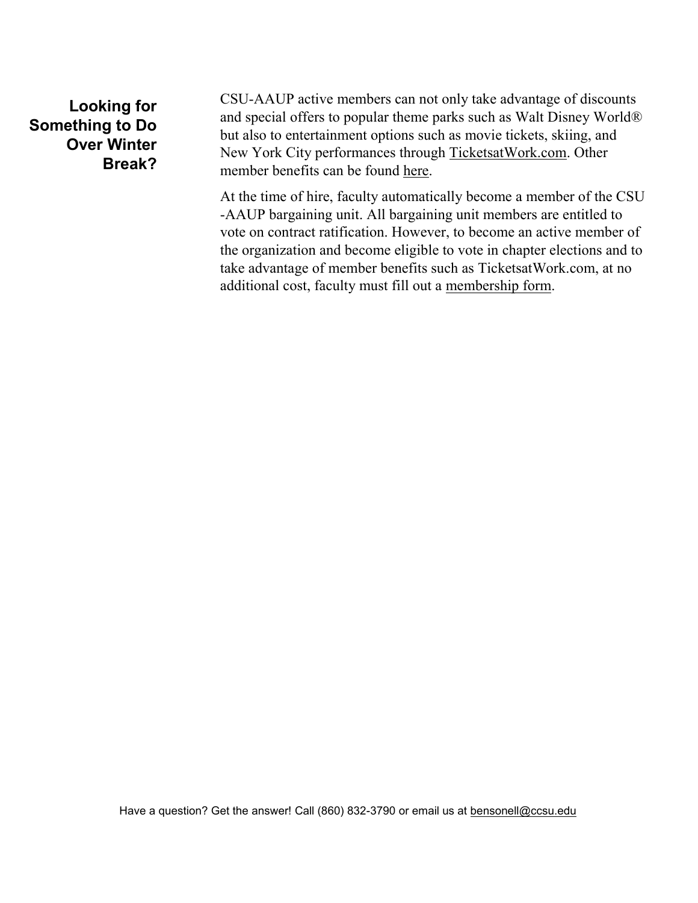## Looking for Something to Do Over Winter Break?

CSU-AAUP active members can not only take advantage of discounts and special offers to popular theme parks such as Walt Disney World® but also to entertainment options such as movie tickets, skiing, and New York City performances through TicketsatWork.com. Other member benefits can be found here.

At the time of hire, faculty automatically become a member of the CSU-AAUP bargaining unit. All bargaining unit members are entitled to vote on contract ratification. However, to become an active member of the organization and become eligible to vote in chapter elections and to take advantage of member benefits such as TicketsatWork.com, at no additional cost, faculty must fill out a membership form.

Have a question? Get the answer! Call (860) 832-3790 or email us at bensonell@ccsu.edu